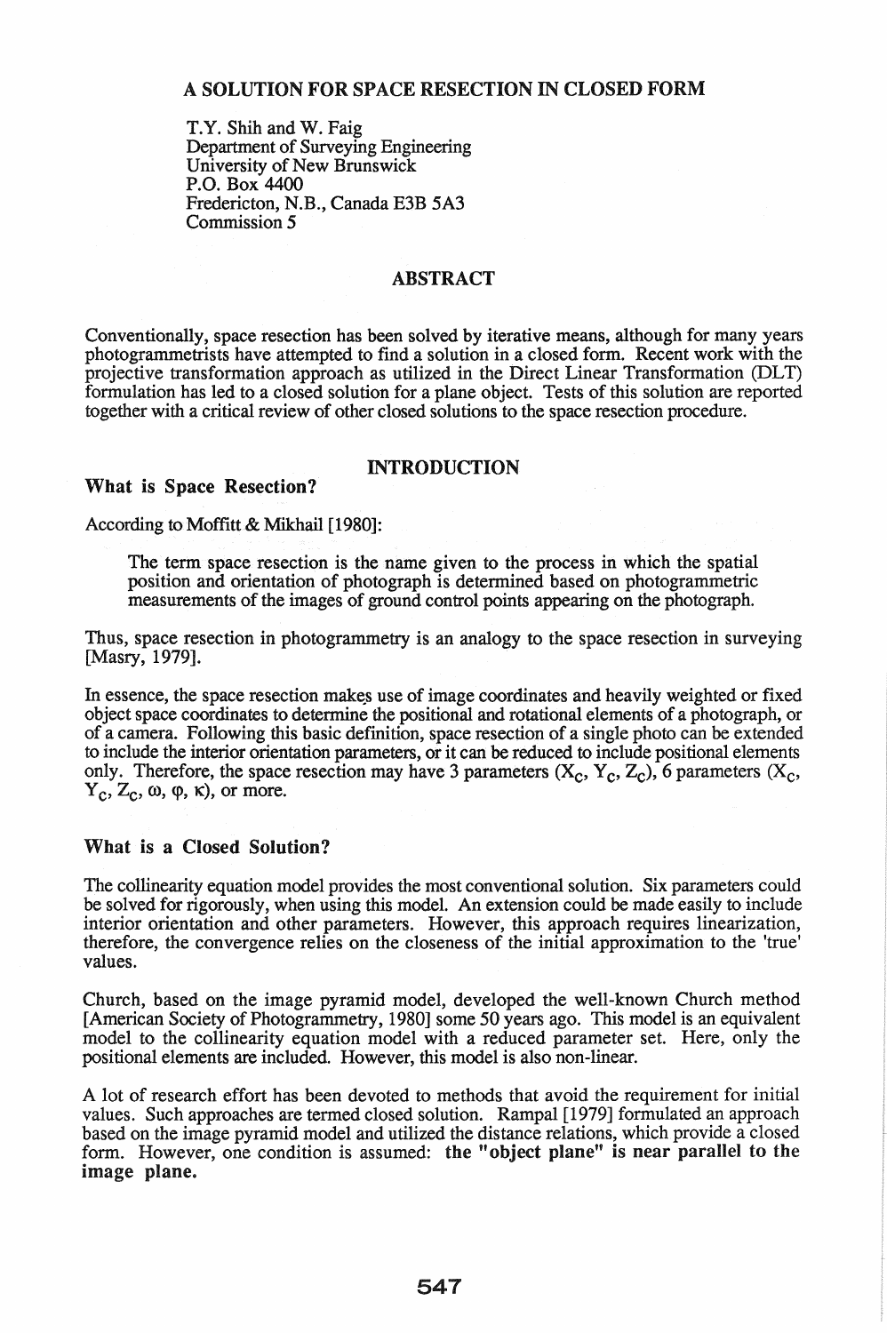# A SOLUTION FOR SPACE RESECTION IN CLOSED FORM

T.Y. Shih and W. Faig
Department of Surveying Engineering
University of New Brunswick
P.O. Box 4400
Fredericton, N.B., Canada E3B 5A3
Commission 5

## ABSTRACT

Conventionally, space resection has been solved by iterative means, although for many years photogrammetrists have attempted to find a solution in a closed form. Recent work with the projective transformation approach as utilized in the Direct Linear Transformation (DLT) formulation has led to a closed solution for a plane object. Tests of this solution are reported together with a critical review of other closed solutions to the space resection procedure.

## INTRODUCTION

### What is Space Resection?

According to Moffitt & Mikhail [1980]:

> The term space resection is the name given to the process in which the spatial position and orientation of photograph is determined based on photogrammetric measurements of the images of ground control points appearing on the photograph.

Thus, space resection in photogrammetry is an analogy to the space resection in surveying [Masry, 1979].

In essence, the space resection makes use of image coordinates and heavily weighted or fixed object space coordinates to determine the positional and rotational elements of a photograph, or of a camera. Following this basic definition, space resection of a single photo can be extended to include the interior orientation parameters, or it can be reduced to include positional elements only. Therefore, the space resection may have 3 parameters ($X_c$, $Y_c$, $Z_c$), 6 parameters ($X_c$, $Y_c$, $Z_c$, $\omega$, $\varphi$, $\kappa$), or more.

### What is a Closed Solution?

The collinearity equation model provides the most conventional solution. Six parameters could be solved for rigorously, when using this model. An extension could be made easily to include interior orientation and other parameters. However, this approach requires linearization, therefore, the convergence relies on the closeness of the initial approximation to the 'true' values.

Church, based on the image pyramid model, developed the well-known Church method [American Society of Photogrammetry, 1980] some 50 years ago. This model is an equivalent model to the collinearity equation model with a reduced parameter set. Here, only the positional elements are included. However, this model is also non-linear.

A lot of research effort has been devoted to methods that avoid the requirement for initial values. Such approaches are termed closed solution. Rampal [1979] formulated an approach based on the image pyramid model and utilized the distance relations, which provide a closed form. However, one condition is assumed: **the "object plane" is near parallel to the image plane.**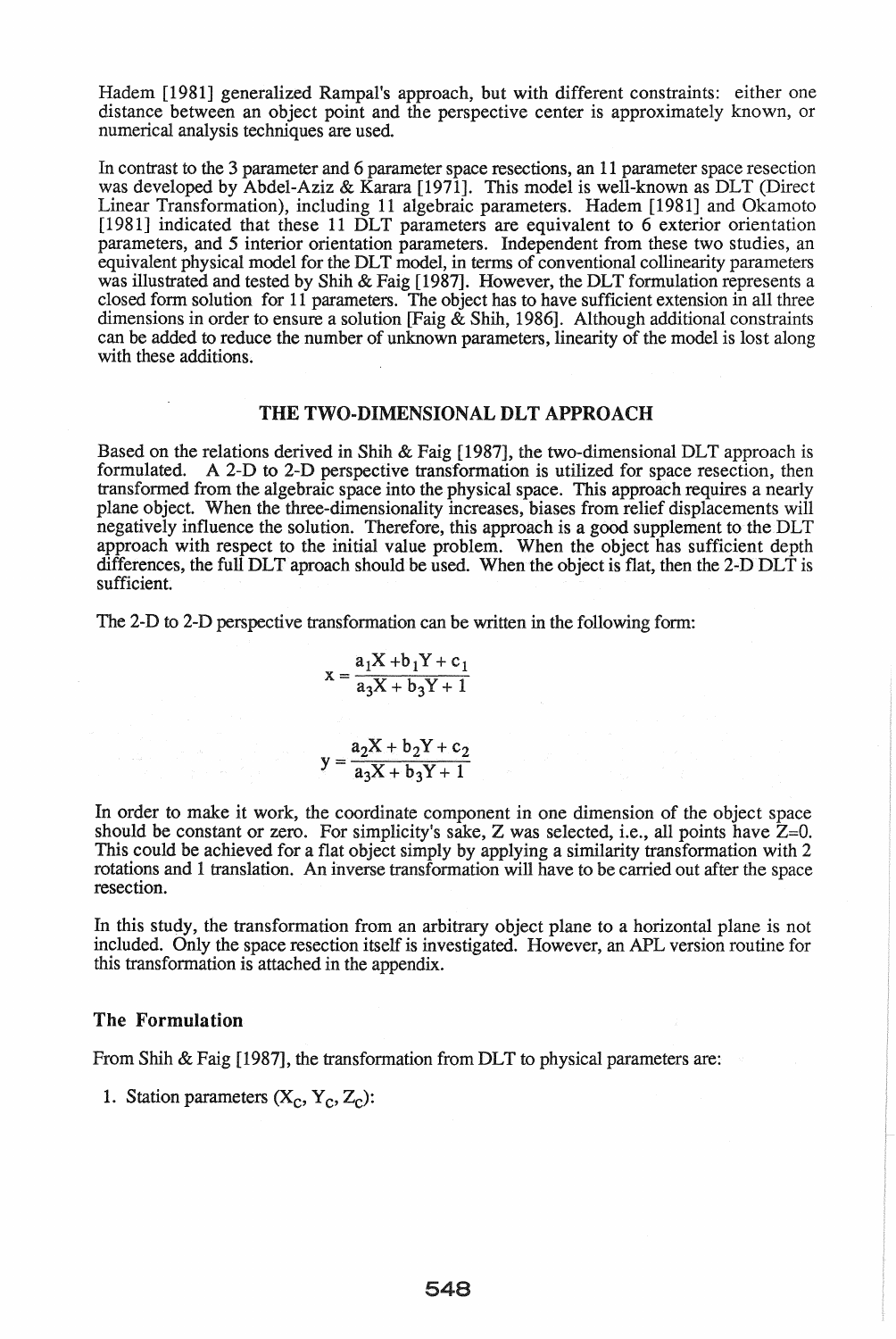Hadem [1981] generalized Rampal's approach, but with different constraints: either one distance between an object point and the perspective center is approximately known, or numerical analysis techniques are used.

In contrast to the 3 parameter and 6 parameter space resections, an 11 parameter space resection was developed by Abdel-Aziz & Karara [1971]. This model is well-known as DLT (Direct Linear Transformation), including 11 algebraic parameters. Hadem [1981] and Okamoto [1981] indicated that these 11 DLT parameters are equivalent to 6 exterior orientation parameters, and 5 interior orientation parameters. Independent from these two studies, an equivalent physical model for the DLT model, in terms of conventional collinearity parameters was illustrated and tested by Shih & Faig [1987]. However, the DLT formulation represents a closed form solution for 11 parameters. The object has to have sufficient extension in all three dimensions in order to ensure a solution [Faig & Shih, 1986]. Although additional constraints can be added to reduce the number of unknown parameters, linearity of the model is lost along with these additions.

## THE TWO-DIMENSIONAL DLT APPROACH

Based on the relations derived in Shih & Faig [1987], the two-dimensional DLT approach is formulated. A 2-D to 2-D perspective transformation is utilized for space resection, then transformed from the algebraic space into the physical space. This approach requires a nearly plane object. When the three-dimensionality increases, biases from relief displacements will negatively influence the solution. Therefore, this approach is a good supplement to the DLT approach with respect to the initial value problem. When the object has sufficient depth differences, the full DLT aproach should be used. When the object is flat, then the 2-D DLT is sufficient.

The 2-D to 2-D perspective transformation can be written in the following form:

$$x = \frac{a_1X + b_1Y + c_1}{a_3X + b_3Y + 1}$$

$$y = \frac{a_2X + b_2Y + c_2}{a_3X + b_3Y + 1}$$

In order to make it work, the coordinate component in one dimension of the object space should be constant or zero. For simplicity's sake, Z was selected, i.e., all points have Z=0. This could be achieved for a flat object simply by applying a similarity transformation with 2 rotations and 1 translation. An inverse transformation will have to be carried out after the space resection.

In this study, the transformation from an arbitrary object plane to a horizontal plane is not included. Only the space resection itself is investigated. However, an APL version routine for this transformation is attached in the appendix.

### The Formulation

From Shih & Faig [1987], the transformation from DLT to physical parameters are:

1. Station parameters ($X_c$, $Y_c$, $Z_c$):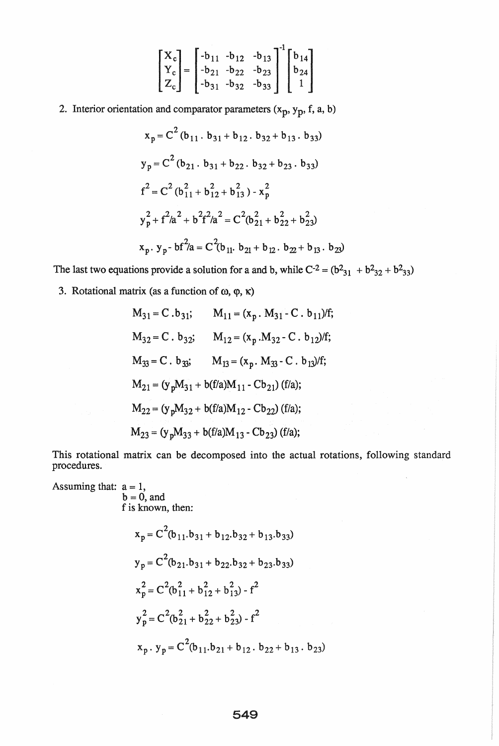$$\begin{bmatrix} X_c \\ Y_c \\ Z_c \end{bmatrix} = \begin{bmatrix} -b_{11} & -b_{12} & -b_{13} \\ -b_{21} & -b_{22} & -b_{23} \\ -b_{31} & -b_{32} & -b_{33} \end{bmatrix}^{-1} \begin{bmatrix} b_{14} \\ b_{24} \\ 1 \end{bmatrix}$$

2. Interior orientation and comparator parameters ($x_p$, $y_p$, f, a, b)

$$x_p = C^2 (b_{11} \cdot b_{31} + b_{12} \cdot b_{32} + b_{13} \cdot b_{33})$$

$$y_p = C^2 (b_{21} \cdot b_{31} + b_{22} \cdot b_{32} + b_{23} \cdot b_{33})$$

$$f^2 = C^2 (b_{11}^2 + b_{12}^2 + b_{13}^2) - x_p^2$$

$$y_p^2 + f^2/a^2 + b^2 f^2/a^2 = C^2 (b_{21}^2 + b_{22}^2 + b_{23}^2)$$

$$x_p \cdot y_p - bf^2/a = C^2 (b_{11} \cdot b_{21} + b_{12} \cdot b_{22} + b_{13} \cdot b_{23})$$

The last two equations provide a solution for a and b, while $C^{-2} = (b^2_{31} + b^2_{32} + b^2_{33})$

3. Rotational matrix (as a function of ω, φ, κ)

$$M_{31} = C \cdot b_{31}; \qquad M_{11} = (x_p \cdot M_{31} - C \cdot b_{11})/f;$$

$$M_{32} = C \cdot b_{32}; \qquad M_{12} = (x_p \cdot M_{32} - C \cdot b_{12})/f;$$

$$M_{33} = C \cdot b_{33}; \qquad M_{13} = (x_p \cdot M_{33} - C \cdot b_{13})/f;$$

$$M_{21} = (y_p M_{31} + b(f/a) M_{11} - C b_{21}) (f/a);$$

$$M_{22} = (y_p M_{32} + b(f/a) M_{12} - C b_{22}) (f/a);$$

$$M_{23} = (y_p M_{33} + b(f/a) M_{13} - C b_{23}) (f/a);$$

This rotational matrix can be decomposed into the actual rotations, following standard procedures.

Assuming that: a = 1,
b = 0, and
f is known, then:

$$x_p = C^2 (b_{11} \cdot b_{31} + b_{12} \cdot b_{32} + b_{13} \cdot b_{33})$$

$$y_p = C^2 (b_{21} \cdot b_{31} + b_{22} \cdot b_{32} + b_{23} \cdot b_{33})$$

$$x_p^2 = C^2 (b_{11}^2 + b_{12}^2 + b_{13}^2) - f^2$$

$$y_p^2 = C^2 (b_{21}^2 + b_{22}^2 + b_{23}^2) - f^2$$

$$x_p \cdot y_p = C^2 (b_{11} \cdot b_{21} + b_{12} \cdot b_{22} + b_{13} \cdot b_{23})$$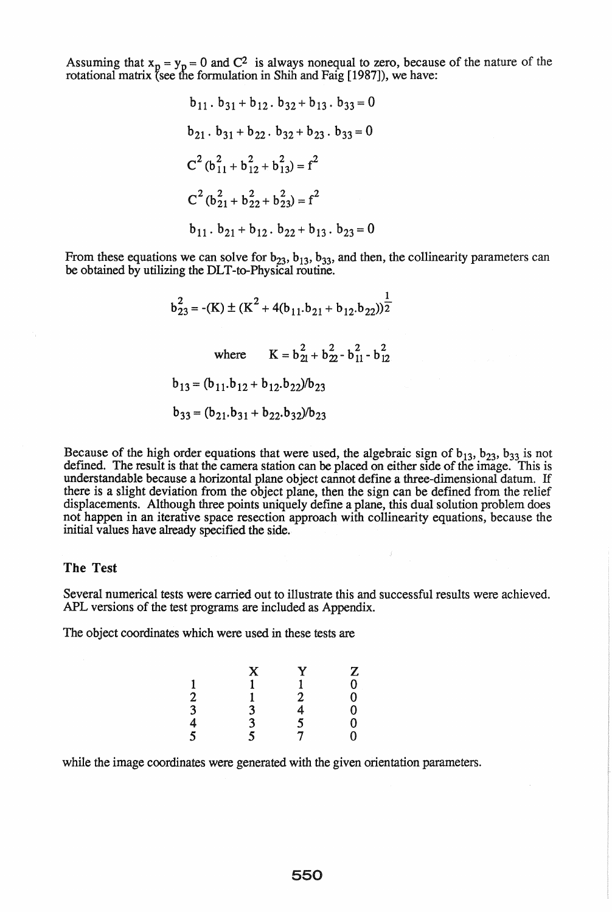Assuming that $x_p = y_p = 0$ and $C^2$ is always nonequal to zero, because of the nature of the rotational matrix (see the formulation in Shih and Faig [1987]), we have:

$$b_{11} \cdot b_{31} + b_{12} \cdot b_{32} + b_{13} \cdot b_{33} = 0$$

$$b_{21} \cdot b_{31} + b_{22} \cdot b_{32} + b_{23} \cdot b_{33} = 0$$

$$C^2 (b_{11}^2 + b_{12}^2 + b_{13}^2) = f^2$$

$$C^2 (b_{21}^2 + b_{22}^2 + b_{23}^2) = f^2$$

$$b_{11} \cdot b_{21} + b_{12} \cdot b_{22} + b_{13} \cdot b_{23} = 0$$

From these equations we can solve for $b_{23}$, $b_{13}$, $b_{33}$, and then, the collinearity parameters can be obtained by utilizing the DLT-to-Physical routine.

$$b_{23}^2 = -(K) \pm (K^2 + 4(b_{11} \cdot b_{21} + b_{12} \cdot b_{22}))^{\frac{1}{2}}$$

$$\text{where} \quad K = b_{21}^2 + b_{22}^2 - b_{11}^2 - b_{12}^2$$

$$b_{13} = (b_{11} \cdot b_{12} + b_{12} \cdot b_{22}) / b_{23}$$

$$b_{33} = (b_{21} \cdot b_{31} + b_{22} \cdot b_{32}) / b_{23}$$

Because of the high order equations that were used, the algebraic sign of $b_{13}$, $b_{23}$, $b_{33}$ is not defined. The result is that the camera station can be placed on either side of the image. This is understandable because a horizontal plane object cannot define a three-dimensional datum. If there is a slight deviation from the object plane, then the sign can be defined from the relief displacements. Although three points uniquely define a plane, this dual solution problem does not happen in an iterative space resection approach with collinearity equations, because the initial values have already specified the side.

## The Test

Several numerical tests were carried out to illustrate this and successful results were achieved. APL versions of the test programs are included as Appendix.

The object coordinates which were used in these tests are

| | X | Y | Z |
|---|---|---|---|
| 1 | 1 | 1 | 0 |
| 2 | 1 | 2 | 0 |
| 3 | 3 | 4 | 0 |
| 4 | 3 | 5 | 0 |
| 5 | 5 | 7 | 0 |

while the image coordinates were generated with the given orientation parameters.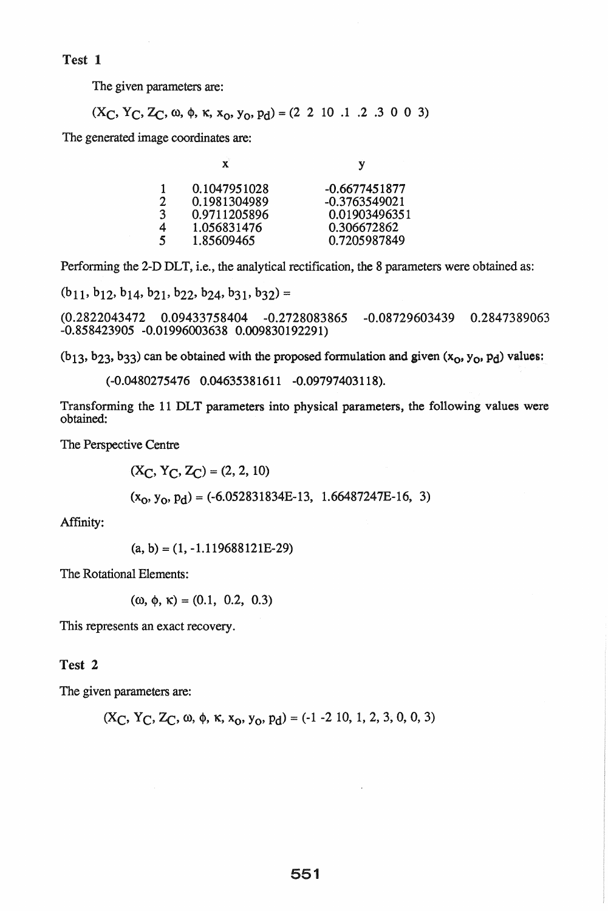### Test 1

The given parameters are:

$$(X_C, Y_C, Z_C, \omega, \phi, \kappa, x_o, y_o, p_d) = (2\ \ 2\ \ 10\ \ .1\ \ .2\ \ .3\ \ 0\ \ 0\ \ 3)$$

The generated image coordinates are:

| | x | y |
|---|---|---|
| 1 | 0.1047951028 | -0.6677451877 |
| 2 | 0.1981304989 | -0.3763549021 |
| 3 | 0.9711205896 | 0.01903496351 |
| 4 | 1.056831476 | 0.306672862 |
| 5 | 1.85609465 | 0.7205987849 |

Performing the 2-D DLT, i.e., the analytical rectification, the 8 parameters were obtained as:

$(b_{11}, b_{12}, b_{14}, b_{21}, b_{22}, b_{24}, b_{31}, b_{32})$ =

(0.2822043472 0.09433758404 -0.2728083865 -0.08729603439 0.2847389063 -0.858423905 -0.01996003638 0.009830192291)

$(b_{13}, b_{23}, b_{33})$ can be obtained with the proposed formulation and given $(x_o, y_o, p_d)$ values:

(-0.0480275476 0.04635381611 -0.09797403118).

Transforming the 11 DLT parameters into physical parameters, the following values were obtained:

The Perspective Centre

$$(X_C, Y_C, Z_C) = (2, 2, 10)$$

$$(x_o, y_o, p_d) = (-6.052831834E\text{-}13,\ 1.66487247E\text{-}16,\ 3)$$

Affinity:

$$(a, b) = (1, -1.119688121E\text{-}29)$$

The Rotational Elements:

$$(\omega, \phi, \kappa) = (0.1,\ 0.2,\ 0.3)$$

This represents an exact recovery.

### Test 2

The given parameters are:

$$(X_C, Y_C, Z_C, \omega, \phi, \kappa, x_o, y_o, p_d) = (-1\ -2\ 10,\ 1,\ 2,\ 3,\ 0,\ 0,\ 3)$$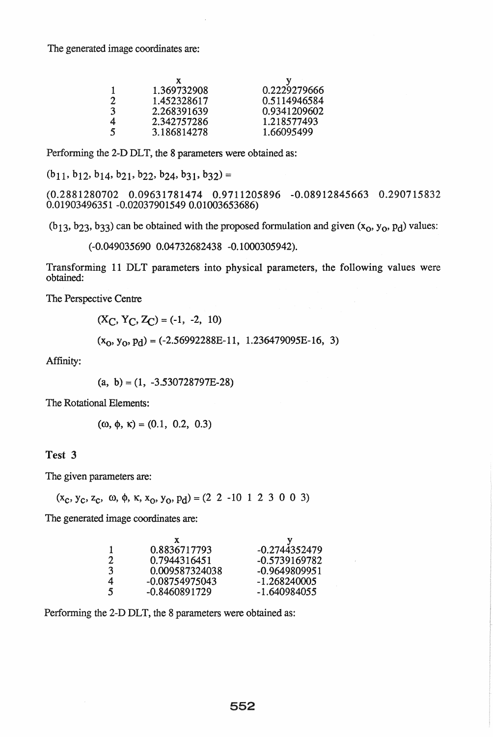The generated image coordinates are:

| | x | y |
|---|---|---|
| 1 | 1.369732908 | 0.2229279666 |
| 2 | 1.452328617 | 0.5114946584 |
| 3 | 2.268391639 | 0.9341209602 |
| 4 | 2.342757286 | 1.218577493 |
| 5 | 3.186814278 | 1.66095499 |

Performing the 2-D DLT, the 8 parameters were obtained as:

$(b_{11}, b_{12}, b_{14}, b_{21}, b_{22}, b_{24}, b_{31}, b_{32}) =$

(0.2881280702 0.09631781474 0.9711205896 -0.08912845663 0.290715832 0.01903496351 -0.02037901549 0.01003653686)

$(b_{13}, b_{23}, b_{33})$ can be obtained with the proposed formulation and given $(x_o, y_o, p_d)$ values:

(-0.049035690 0.04732682438 -0.1000305942).

Transforming 11 DLT parameters into physical parameters, the following values were obtained:

The Perspective Centre

$(X_C, Y_C, Z_C) = (-1, -2, 10)$

$(x_o, y_o, p_d) = (-2.56992288E-11, 1.236479095E-16, 3)$

Affinity:

$(a, b) = (1, -3.530728797E-28)$

The Rotational Elements:

$(\omega, \phi, \kappa) = (0.1, 0.2, 0.3)$

### Test 3

The given parameters are:

$(x_c, y_c, z_c, \omega, \phi, \kappa, x_o, y_o, p_d) = (2\ 2\ -10\ 1\ 2\ 3\ 0\ 0\ 3)$

The generated image coordinates are:

| | x | y |
|---|---|---|
| 1 | 0.8836717793 | -0.2744352479 |
| 2 | 0.7944316451 | -0.5739169782 |
| 3 | 0.009587324038 | -0.9649809951 |
| 4 | -0.08754975043 | -1.268240005 |
| 5 | -0.8460891729 | -1.640984055 |

Performing the 2-D DLT, the 8 parameters were obtained as: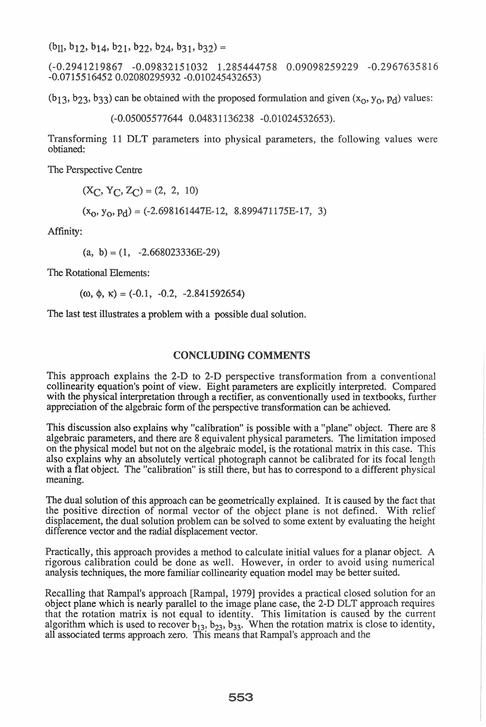$(b_{11}, b_{12}, b_{14}, b_{21}, b_{22}, b_{24}, b_{31}, b_{32}) =$

(-0.2941219867 -0.09832151032 1.285444758 0.09098259229 -0.2967635816 -0.0715516452 0.02080295932 -0.010245432653)

$(b_{13}, b_{23}, b_{33})$ can be obtained with the proposed formulation and given $(x_o, y_o, p_d)$ values:

(-0.05005577644 0.04831136238 -0.01024532653).

Transforming 11 DLT parameters into physical parameters, the following values were obtianed:

The Perspective Centre

$$(X_C, Y_C, Z_C) = (2,\ 2,\ 10)$$

$$(x_o, y_o, p_d) = (-2.698161447\text{E-}12,\ 8.899471175\text{E-}17,\ 3)$$

Affinity:

$$(a,\ b) = (1,\ -2.668023336\text{E-}29)$$

The Rotational Elements:

$$(\omega, \phi, \kappa) = (-0.1,\ -0.2,\ -2.841592654)$$

The last test illustrates a problem with a possible dual solution.

## CONCLUDING COMMENTS

This approach explains the 2-D to 2-D perspective transformation from a conventional collinearity equation's point of view. Eight parameters are explicitly interpreted. Compared with the physical interpretation through a rectifier, as conventionally used in textbooks, further appreciation of the algebraic form of the perspective transformation can be achieved.

This discussion also explains why "calibration" is possible with a "plane" object. There are 8 algebraic parameters, and there are 8 equivalent physical parameters. The limitation imposed on the physical model but not on the algebraic model, is the rotational matrix in this case. This also explains why an absolutely vertical photograph cannot be calibrated for its focal length with a flat object. The "calibration" is still there, but has to correspond to a different physical meaning.

The dual solution of this approach can be geometrically explained. It is caused by the fact that the positive direction of normal vector of the object plane is not defined. With relief displacement, the dual solution problem can be solved to some extent by evaluating the height difference vector and the radial displacement vector.

Practically, this approach provides a method to calculate initial values for a planar object. A rigorous calibration could be done as well. However, in order to avoid using numerical analysis techniques, the more familiar collinearity equation model may be better suited.

Recalling that Rampal's approach [Rampal, 1979] provides a practical closed solution for an object plane which is nearly parallel to the image plane case, the 2-D DLT approach requires that the rotation matrix is not equal to identity. This limitation is caused by the current algorithm which is used to recover $b_{13}$, $b_{23}$, $b_{33}$. When the rotation matrix is close to identity, all associated terms approach zero. This means that Rampal's approach and the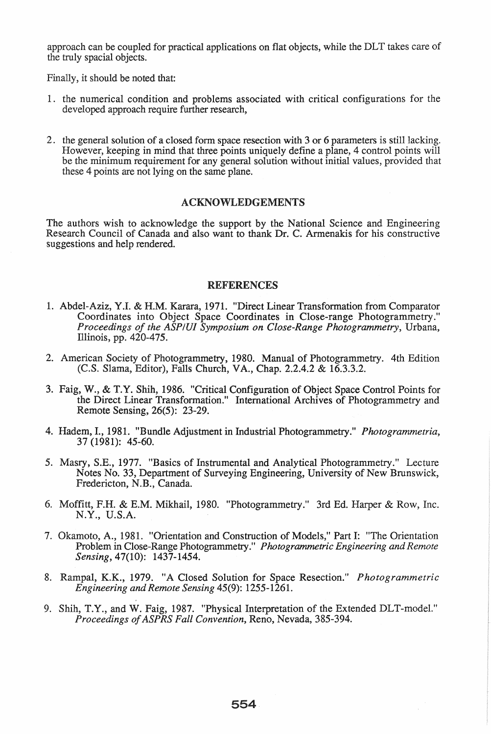approach can be coupled for practical applications on flat objects, while the DLT takes care of the truly spacial objects.

Finally, it should be noted that:

1. the numerical condition and problems associated with critical configurations for the developed approach require further research,

2. the general solution of a closed form space resection with 3 or 6 parameters is still lacking. However, keeping in mind that three points uniquely define a plane, 4 control points will be the minimum requirement for any general solution without initial values, provided that these 4 points are not lying on the same plane.

## ACKNOWLEDGEMENTS

The authors wish to acknowledge the support by the National Science and Engineering Research Council of Canada and also want to thank Dr. C. Armenakis for his constructive suggestions and help rendered.

## REFERENCES

1. Abdel-Aziz, Y.I. & H.M. Karara, 1971. "Direct Linear Transformation from Comparator Coordinates into Object Space Coordinates in Close-range Photogrammetry." *Proceedings of the ASP/UI Symposium on Close-Range Photogrammetry*, Urbana, Illinois, pp. 420-475.

2. American Society of Photogrammetry, 1980. Manual of Photogrammetry. 4th Edition (C.S. Slama, Editor), Falls Church, VA., Chap. 2.2.4.2 & 16.3.3.2.

3. Faig, W., & T.Y. Shih, 1986. "Critical Configuration of Object Space Control Points for the Direct Linear Transformation." International Archives of Photogrammetry and Remote Sensing, 26(5): 23-29.

4. Hadem, I., 1981. "Bundle Adjustment in Industrial Photogrammetry." *Photogrammetria*, 37 (1981): 45-60.

5. Masry, S.E., 1977. "Basics of Instrumental and Analytical Photogrammetry." Lecture Notes No. 33, Department of Surveying Engineering, University of New Brunswick, Fredericton, N.B., Canada.

6. Moffitt, F.H. & E.M. Mikhail, 1980. "Photogrammetry." 3rd Ed. Harper & Row, Inc. N.Y., U.S.A.

7. Okamoto, A., 1981. "Orientation and Construction of Models," Part I: "The Orientation Problem in Close-Range Photogrammetry." *Photogrammetric Engineering and Remote Sensing*, 47(10): 1437-1454.

8. Rampal, K.K., 1979. "A Closed Solution for Space Resection." *Photogrammetric Engineering and Remote Sensing* 45(9): 1255-1261.

9. Shih, T.Y., and W. Faig, 1987. "Physical Interpretation of the Extended DLT-model." *Proceedings of ASPRS Fall Convention*, Reno, Nevada, 385-394.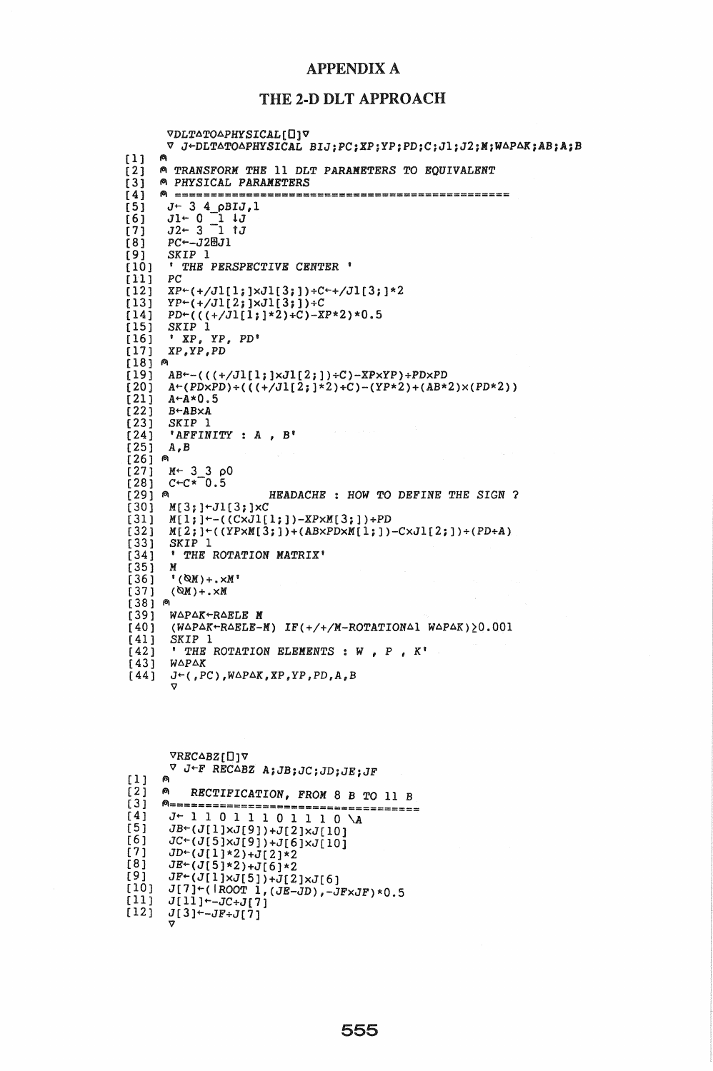# APPENDIX A

## THE 2-D DLT APPROACH

```
      ∇DLT∆TO∆PHYSICAL[⎕]∇
      ∇ J←DLT∆TO∆PHYSICAL BIJ;PC;XP;YP;PD;C;J1;J2;M;W∆P∆K;AB;A;B
[1]   ⍝
[2]   ⍝ TRANSFORM THE 11 DLT PARAMETERS TO EQUIVALENT
[3]   ⍝ PHYSICAL PARAMETERS
[4]   ⍝ ================================================
[5]    J← 3 4 ⍴BIJ,1
[6]    J1← 0 ¯1 ↓J
[7]    J2← 3 ¯1 ↑J
[8]    PC←-J2⌹J1
[9]    SKIP 1
[10]   ' THE PERSPECTIVE CENTER '
[11]   PC
[12]   XP←(+/J1[1;]×J1[3;])÷C←+/J1[3;]*2
[13]   YP←(+/J1[2;]×J1[3;])÷C
[14]   PD←(((+/J1[1;]*2)÷C)-XP*2)*0.5
[15]   SKIP 1
[16]   ' XP, YP, PD'
[17]   XP,YP,PD
[18] ⍝
[19]   AB←-(((+/J1[1;]×J1[2;])÷C)-XP×YP)÷PD×PD
[20]   A←(PD×PD)÷(((+/J1[2;]*2)÷C)-(YP*2)+(AB*2)×(PD*2))
[21]   A←A*0.5
[22]   B←AB×A
[23]   SKIP 1
[24]   'AFFINITY : A , B'
[25]   A,B
[26] ⍝
[27]   M← 3 3 ⍴0
[28]   C←C*¯0.5
[29] ⍝              HEADACHE : HOW TO DEFINE THE SIGN ?
[30]   M[3;]←J1[3;]×C
[31]   M[1;]←-((C×J1[1;])-XP×M[3;])÷PD
[32]   M[2;]←((YP×M[3;])+(AB×PD×M[1;])-C×J1[2;])÷(PD÷A)
[33]   SKIP 1
[34]   ' THE ROTATION MATRIX'
[35]   M
[36]   '(⍉M)+.×M'
[37]   (⍉M)+.×M
[38] ⍝
[39]   W∆P∆K←R∆ELE M
[40]   (W∆P∆K←R∆ELE-M) IF(+/+/M-ROTATION∆1 W∆P∆K)≥0.001
[41]   SKIP 1
[42]   ' THE ROTATION ELEMENTS : W , P , K'
[43]   W∆P∆K
[44]   J←(,PC),W∆P∆K,XP,YP,PD,A,B
      ∇
```

```
      ∇REC∆BZ[⎕]∇
      ∇ J←F REC∆BZ A;JB;JC;JD;JE;JF
[1]   ⍝
[2]   ⍝  RECTIFICATION, FROM 8 B TO 11 B
[3]   ⍝================================
[4]    J← 1 1 0 1 1 1 0 1 1 1 0 \A
[5]    JB←(J[1]×J[9])+J[2]×J[10]
[6]    JC←(J[5]×J[9])+J[6]×J[10]
[7]    JD←(J[1]*2)+J[2]*2
[8]    JE←(J[5]*2)+J[6]*2
[9]    JF←(J[1]×J[5])+J[2]×J[6]
[10]   J[7]←(|ROOT 1,(JE-JD),-JF×JF)*0.5
[11]   J[11]←-JC÷J[7]
[12]   J[3]←-JF÷J[7]
      ∇
```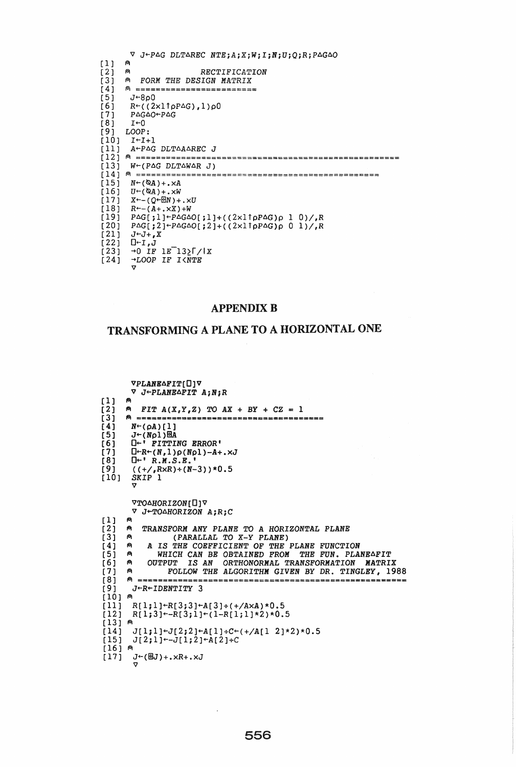```
      ∇ J←PΔG DLTΔREC NTE;A;X;W;I;N;U;Q;R;PΔGΔO
[1]   ⍝
[2]   ⍝              RECTIFICATION
[3]   ⍝  FORM THE DESIGN MATRIX
[4]   ⍝ =======================
[5]    J←8⍴0
[6]    R←((2×1↑⍴PΔG),1)⍴0
[7]    PΔGΔO←PΔG
[8]    I←0
[9]   LOOP:
[10]   I←I+1
[11]   A←PΔG DLTΔAΔREC J
[12]  ⍝ =================================================
[13]   W←(PΔG DLTΔWΔR J)
[14]  ⍝ ==============================================
[15]   N←(⍉A)+.×A
[16]   U←(⍉A)+.×W
[17]   X←-(Q←⌹N)+.×U
[18]   R←-(A+.×X)+W
[19]   PΔG[;1]←PΔGΔO[;1]+((2×1↑⍴PΔG)⍴ 1 0)/,R
[20]   PΔG[;2]←PΔGΔO[;2]+((2×1↑⍴PΔG)⍴ 0 1)/,R
[21]   J←J+,X
[22]   ⎕←I,J
[23]   →0 IF 1E¯13≥⌈/|X
[24]   →LOOP IF I<NTE
      ∇
```

# APPENDIX B

## TRANSFORMING A PLANE TO A HORIZONTAL ONE

```
      ∇PLANEΔFIT[⎕]∇
      ∇ J←PLANEΔFIT A;N;R
[1]   ⍝
[2]   ⍝  FIT A(X,Y,Z) TO AX + BY + CZ = 1
[3]   ⍝ ====================================
[4]    N←(⍴A)[1]
[5]    J←(N⍴1)⌹A
[6]    ⎕←' FITTING ERROR'
[7]    ⎕←R←(N,1)⍴(N⍴1)-A+.×J
[8]    ⎕←' R.M.S.E.'
[9]    ((+/,R×R)÷(N-3))*0.5
[10]   SKIP 1
      ∇

      ∇TOΔHORIZON[⎕]∇
      ∇ J←TOΔHORIZON A;R;C
[1]   ⍝
[2]   ⍝  TRANSFORM ANY PLANE TO A HORIZONTAL PLANE
[3]   ⍝         (PARALLAL TO X-Y PLANE)
[4]   ⍝  A IS THE COEFFICIENT OF THE PLANE FUNCTION
[5]   ⍝    WHICH CAN BE OBTAINED FROM  THE FUN. PLANEΔFIT
[6]   ⍝  OUTPUT  IS AN  ORTHONORMAL TRANSFORMATION  MATRIX
[7]   ⍝      FOLLOW THE ALGORITHM GIVEN BY DR. TINGLEY, 1988
[8]   ⍝ ====================================================
[9]    J←R←IDENTITY 3
[10]  ⍝
[11]   R[1;1]←R[3;3]←A[3]÷(+/A×A)*0.5
[12]   R[1;3]←-R[3;1]←(1-R[1;1]*2)*0.5
[13]  ⍝
[14]   J[1;1]←J[2;2]←A[1]÷C←(+/A[1 2]*2)*0.5
[15]   J[2;1]←-J[1;2]←A[2]÷C
[16]  ⍝
[17]   J←(⌹J)+.×R+.×J
      ∇
```